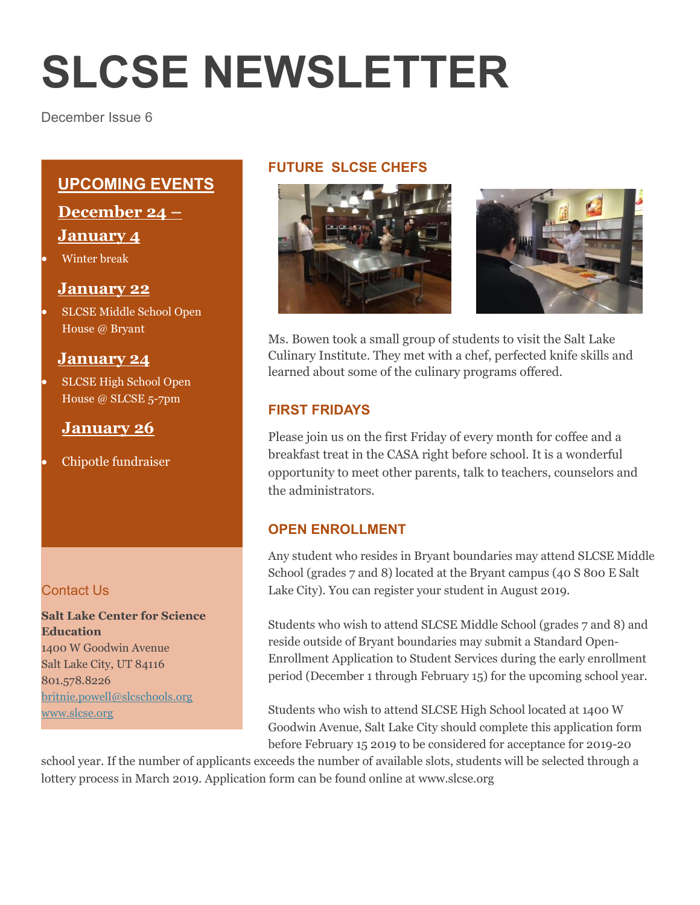# SLCSE NEWSLETTER

December Issue 6

## UPCOMING EVENTS

### December 24 – January 4

- Winter break

### January 22

- SLCSE Middle School Open House @ Bryant

### January 24

- SLCSE High School Open House @ SLCSE 5-7pm

### January 26

- Chipotle fundraiser

## Contact Us

**Salt Lake Center for Science Education**
1400 W Goodwin Avenue
Salt Lake City, UT 84116
801.578.8226
britnie.powell@slcschools.org
www.slcse.org

## FUTURE SLCSE CHEFS

Ms. Bowen took a small group of students to visit the Salt Lake Culinary Institute. They met with a chef, perfected knife skills and learned about some of the culinary programs offered.

## FIRST FRIDAYS

Please join us on the first Friday of every month for coffee and a breakfast treat in the CASA right before school. It is a wonderful opportunity to meet other parents, talk to teachers, counselors and the administrators.

## OPEN ENROLLMENT

Any student who resides in Bryant boundaries may attend SLCSE Middle School (grades 7 and 8) located at the Bryant campus (40 S 800 E Salt Lake City). You can register your student in August 2019.

Students who wish to attend SLCSE Middle School (grades 7 and 8) and reside outside of Bryant boundaries may submit a Standard Open-Enrollment Application to Student Services during the early enrollment period (December 1 through February 15) for the upcoming school year.

Students who wish to attend SLCSE High School located at 1400 W Goodwin Avenue, Salt Lake City should complete this application form before February 15 2019 to be considered for acceptance for 2019-20 school year. If the number of applicants exceeds the number of available slots, students will be selected through a lottery process in March 2019. Application form can be found online at www.slcse.org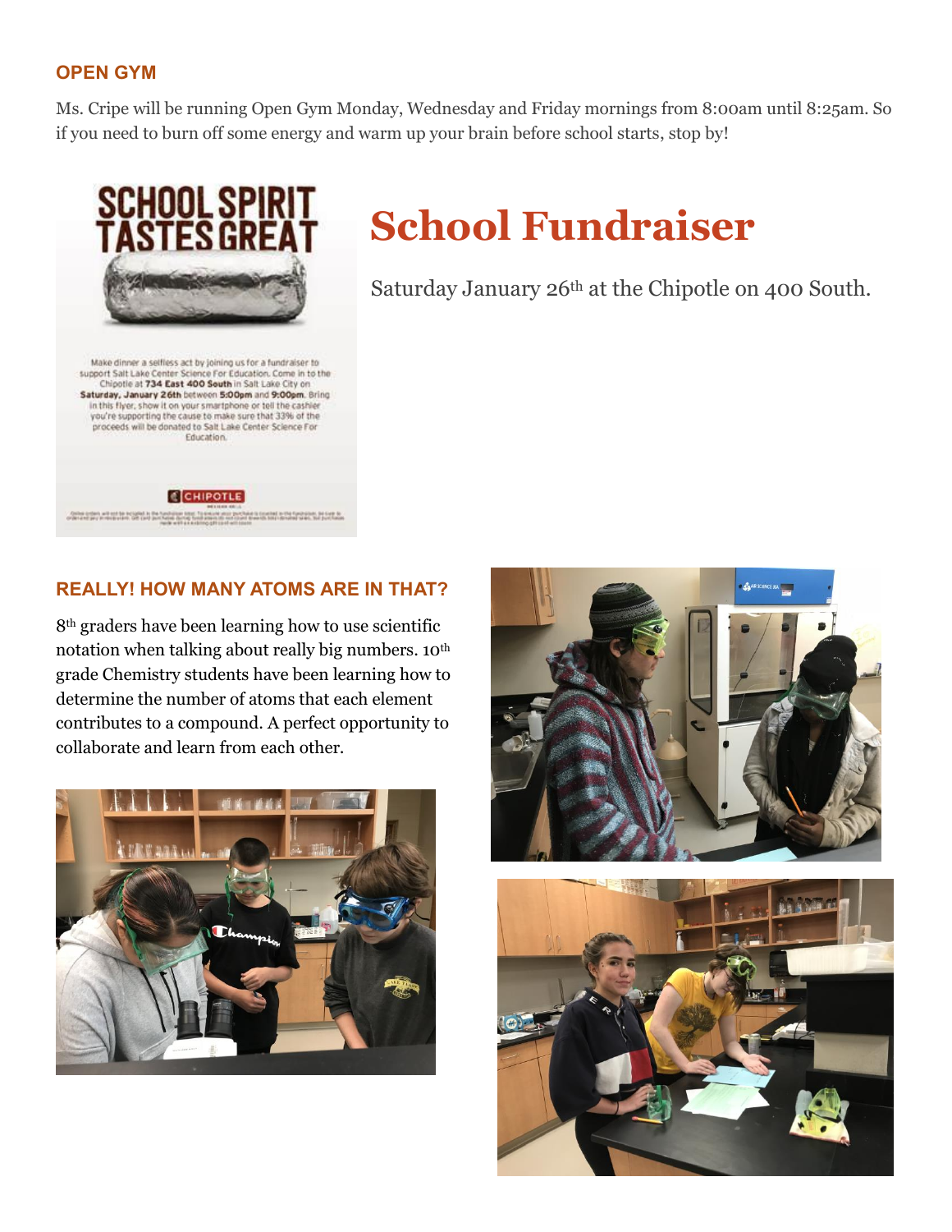## OPEN GYM

Ms. Cripe will be running Open Gym Monday, Wednesday and Friday mornings from 8:00am until 8:25am. So if you need to burn off some energy and warm up your brain before school starts, stop by!

SCHOOL SPIRIT TASTES GREAT

Make dinner a selfless act by joining us for a fundraiser to support Salt Lake Center Science For Education. Come in to the Chipotle at **734 East 400 South** in Salt Lake City on **Saturday, January 26th** between **5:00pm** and **9:00pm**. Bring in this flyer, show it on your smartphone or tell the cashier you're supporting the cause to make sure that 33% of the proceeds will be donated to Salt Lake Center Science For Education.

CHIPOTLE

# School Fundraiser

Saturday January 26th at the Chipotle on 400 South.

## REALLY! HOW MANY ATOMS ARE IN THAT?

8th graders have been learning how to use scientific notation when talking about really big numbers. 10th grade Chemistry students have been learning how to determine the number of atoms that each element contributes to a compound. A perfect opportunity to collaborate and learn from each other.